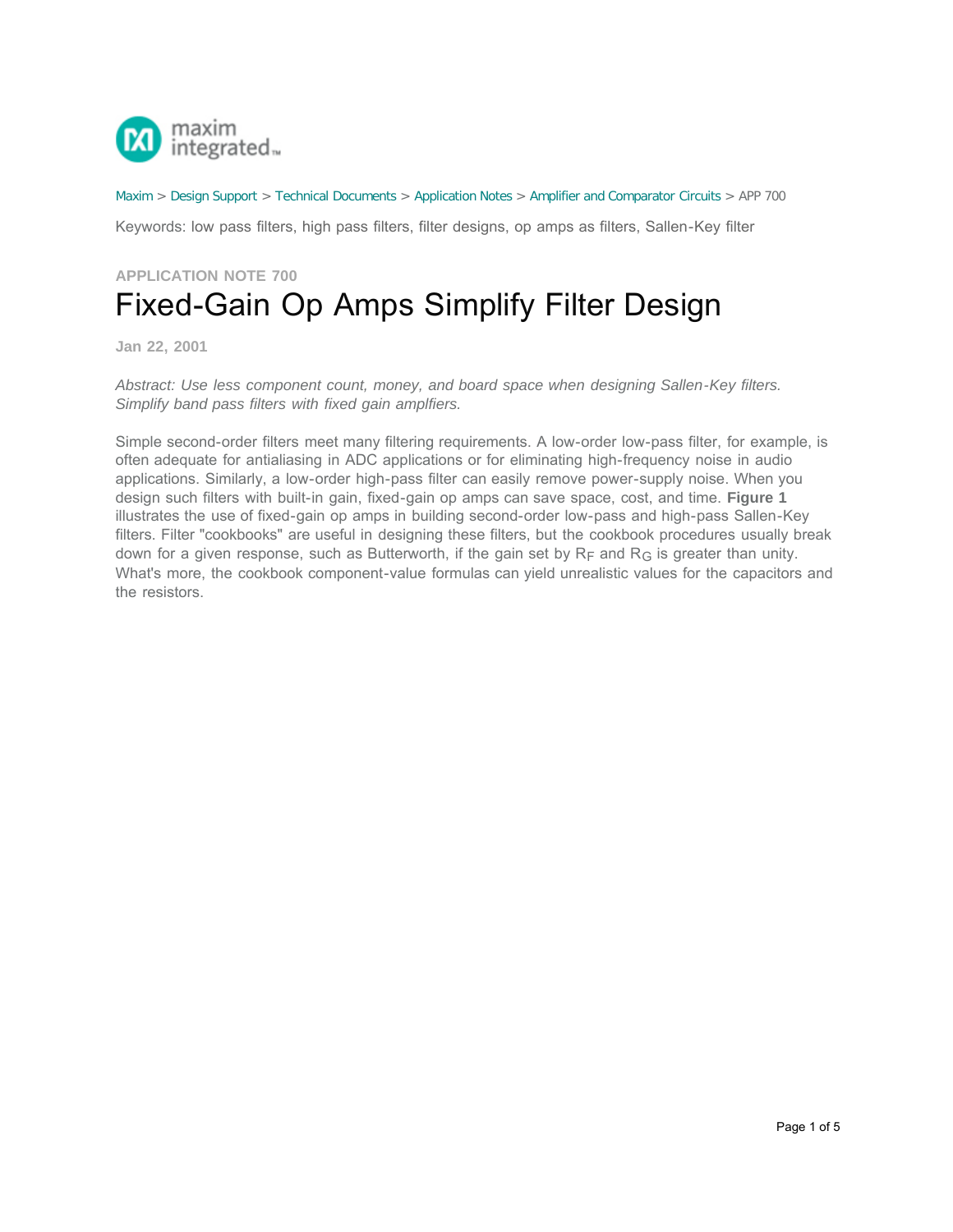Maxim > Design Support > Technical Documents > Application Notes > Amplifier and Comparator Circuits > APP 700

Keywords: low pass filters, high pass filters, filter designs, op amps as filters, Sallen-Key filter

**APPLICATION NOTE 700**

# Fixed-Gain Op Amps Simplify Filter Design

**Jan 22, 2001**

*Abstract: Use less component count, money, and board space when designing Sallen-Key filters. Simplify band pass filters with fixed gain amplfiers.*

Simple second-order filters meet many filtering requirements. A low-order low-pass filter, for example, is often adequate for antialiasing in ADC applications or for eliminating high-frequency noise in audio applications. Similarly, a low-order high-pass filter can easily remove power-supply noise. When you design such filters with built-in gain, fixed-gain op amps can save space, cost, and time. **Figure 1** illustrates the use of fixed-gain op amps in building second-order low-pass and high-pass Sallen-Key filters. Filter "cookbooks" are useful in designing these filters, but the cookbook procedures usually break down for a given response, such as Butterworth, if the gain set by $R_F$ and $R_G$ is greater than unity. What's more, the cookbook component-value formulas can yield unrealistic values for the capacitors and the resistors.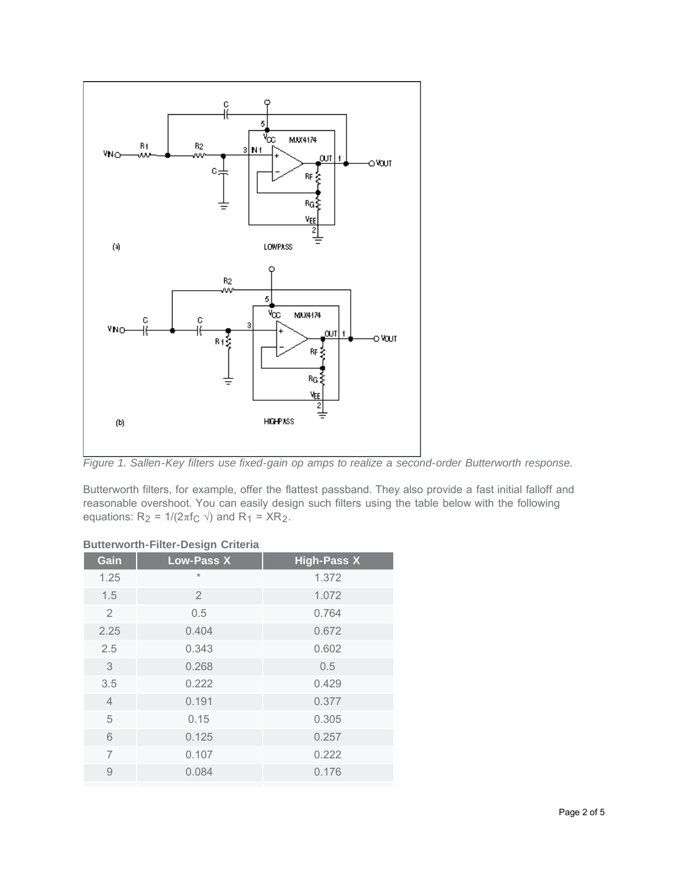Figure 1. Sallen-Key filters use fixed-gain op amps to realize a second-order Butterworth response.

Butterworth filters, for example, offer the flattest passband. They also provide a fast initial falloff and reasonable overshoot. You can easily design such filters using the table below with the following equations: $R_2 = 1/(2\pi f_C \sqrt{})$ and $R_1 = XR_2$.

**Butterworth-Filter-Design Criteria**

| Gain | Low-Pass X | High-Pass X |
|---|---|---|
| 1.25 | * | 1.372 |
| 1.5 | 2 | 1.072 |
| 2 | 0.5 | 0.764 |
| 2.25 | 0.404 | 0.672 |
| 2.5 | 0.343 | 0.602 |
| 3 | 0.268 | 0.5 |
| 3.5 | 0.222 | 0.429 |
| 4 | 0.191 | 0.377 |
| 5 | 0.15 | 0.305 |
| 6 | 0.125 | 0.257 |
| 7 | 0.107 | 0.222 |
| 9 | 0.084 | 0.176 |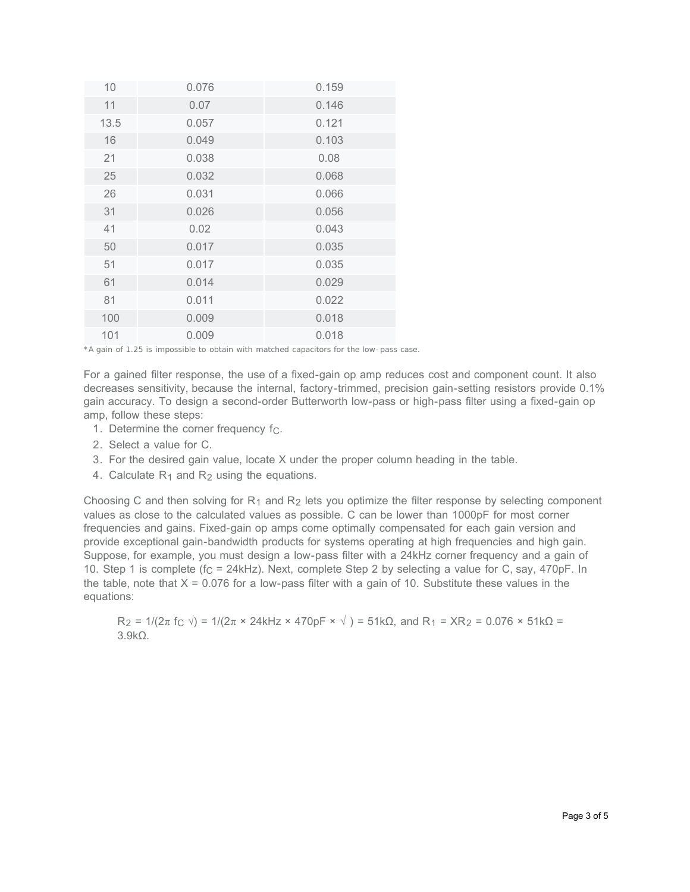| | | |
|---|---|---|
| 10 | 0.076 | 0.159 |
| 11 | 0.07 | 0.146 |
| 13.5 | 0.057 | 0.121 |
| 16 | 0.049 | 0.103 |
| 21 | 0.038 | 0.08 |
| 25 | 0.032 | 0.068 |
| 26 | 0.031 | 0.066 |
| 31 | 0.026 | 0.056 |
| 41 | 0.02 | 0.043 |
| 50 | 0.017 | 0.035 |
| 51 | 0.017 | 0.035 |
| 61 | 0.014 | 0.029 |
| 81 | 0.011 | 0.022 |
| 100 | 0.009 | 0.018 |
| 101 | 0.009 | 0.018 |

*A gain of 1.25 is impossible to obtain with matched capacitors for the low-pass case.

For a gained filter response, the use of a fixed-gain op amp reduces cost and component count. It also decreases sensitivity, because the internal, factory-trimmed, precision gain-setting resistors provide 0.1% gain accuracy. To design a second-order Butterworth low-pass or high-pass filter using a fixed-gain op amp, follow these steps:

1. Determine the corner frequency $f_C$.
2. Select a value for C.
3. For the desired gain value, locate X under the proper column heading in the table.
4. Calculate $R_1$ and $R_2$ using the equations.

Choosing C and then solving for $R_1$ and $R_2$ lets you optimize the filter response by selecting component values as close to the calculated values as possible. C can be lower than 1000pF for most corner frequencies and gains. Fixed-gain op amps come optimally compensated for each gain version and provide exceptional gain-bandwidth products for systems operating at high frequencies and high gain. Suppose, for example, you must design a low-pass filter with a 24kHz corner frequency and a gain of 10. Step 1 is complete ($f_C$ = 24kHz). Next, complete Step 2 by selecting a value for C, say, 470pF. In the table, note that X = 0.076 for a low-pass filter with a gain of 10. Substitute these values in the equations:

$R_2 = 1/(2\pi f_C \sqrt{})$ = $1/(2\pi \times 24kHz \times 470pF \times \sqrt{}\ )$ = 51kΩ, and $R_1 = XR_2$ = 0.076 × 51kΩ = 3.9kΩ.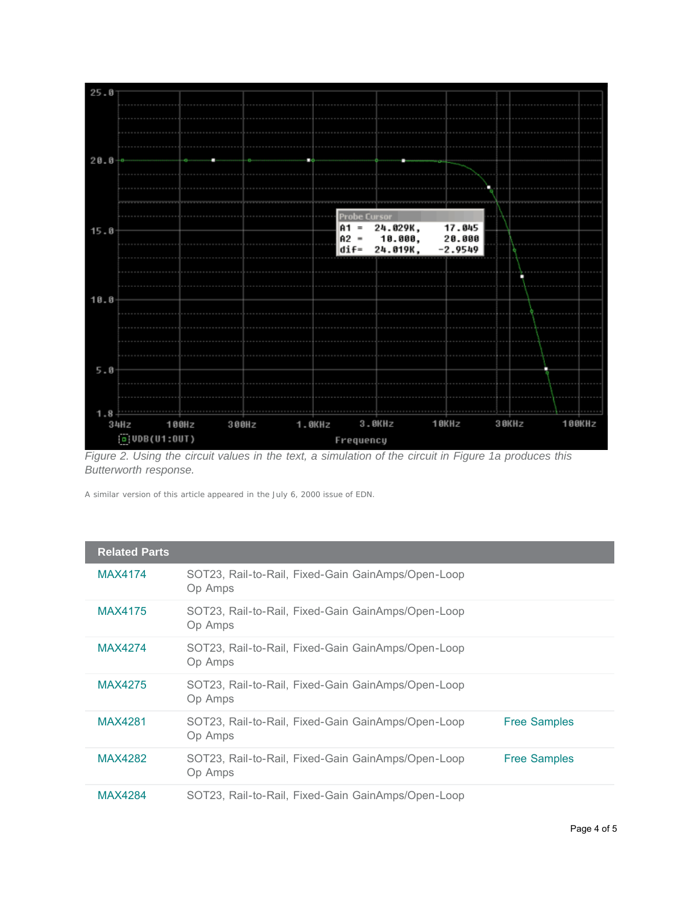*Figure 2. Using the circuit values in the text, a simulation of the circuit in Figure 1a produces this Butterworth response.*

A similar version of this article appeared in the July 6, 2000 issue of EDN.

| Related Parts | | |
|---|---|---|
| MAX4174 | SOT23, Rail-to-Rail, Fixed-Gain GainAmps/Open-Loop Op Amps | |
| MAX4175 | SOT23, Rail-to-Rail, Fixed-Gain GainAmps/Open-Loop Op Amps | |
| MAX4274 | SOT23, Rail-to-Rail, Fixed-Gain GainAmps/Open-Loop Op Amps | |
| MAX4275 | SOT23, Rail-to-Rail, Fixed-Gain GainAmps/Open-Loop Op Amps | |
| MAX4281 | SOT23, Rail-to-Rail, Fixed-Gain GainAmps/Open-Loop Op Amps | Free Samples |
| MAX4282 | SOT23, Rail-to-Rail, Fixed-Gain GainAmps/Open-Loop Op Amps | Free Samples |
| MAX4284 | SOT23, Rail-to-Rail, Fixed-Gain GainAmps/Open-Loop | |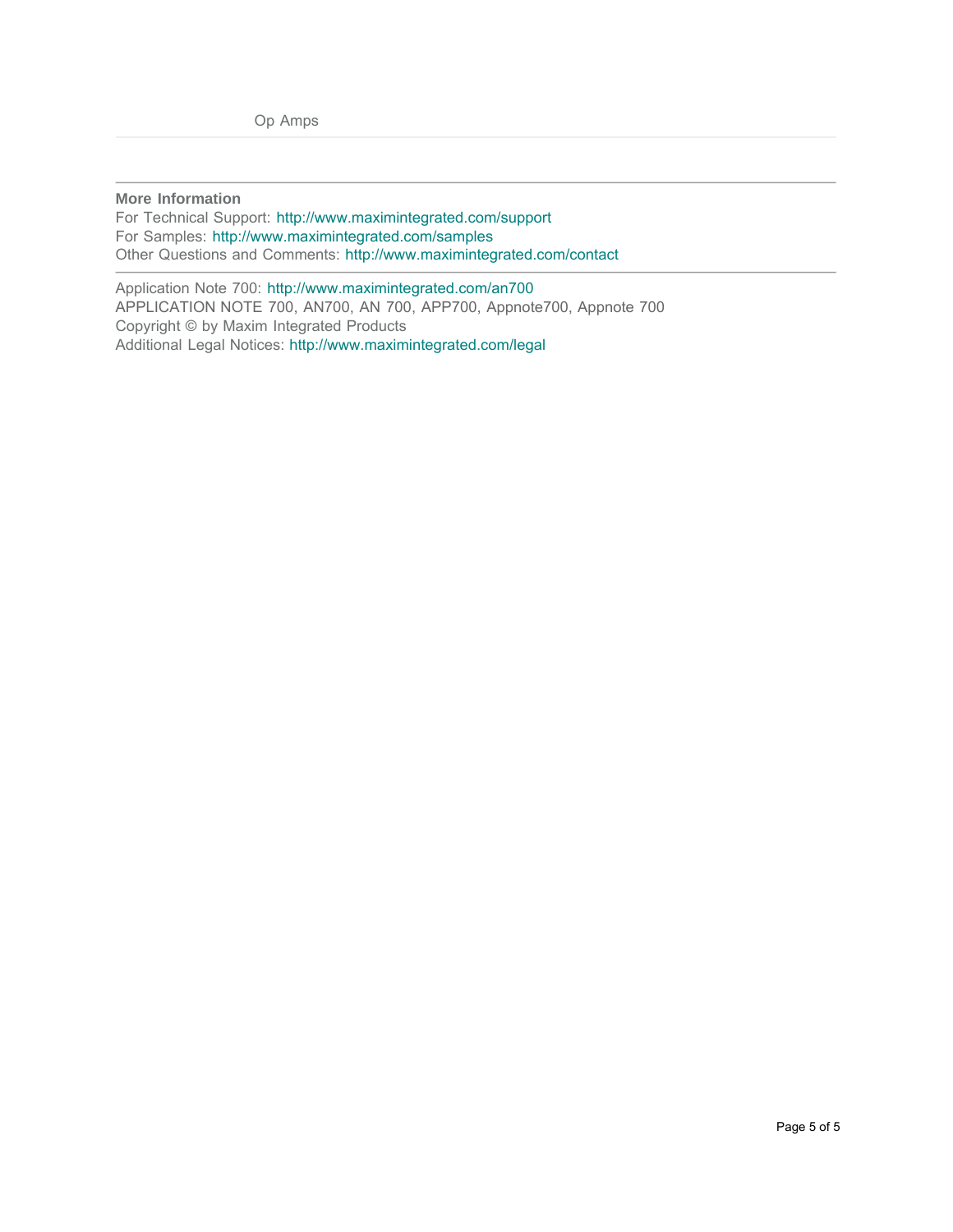Op Amps

---

**More Information**

For Technical Support: http://www.maximintegrated.com/support
For Samples: http://www.maximintegrated.com/samples
Other Questions and Comments: http://www.maximintegrated.com/contact

---

Application Note 700: http://www.maximintegrated.com/an700
APPLICATION NOTE 700, AN700, AN 700, APP700, Appnote700, Appnote 700
Copyright © by Maxim Integrated Products
Additional Legal Notices: http://www.maximintegrated.com/legal